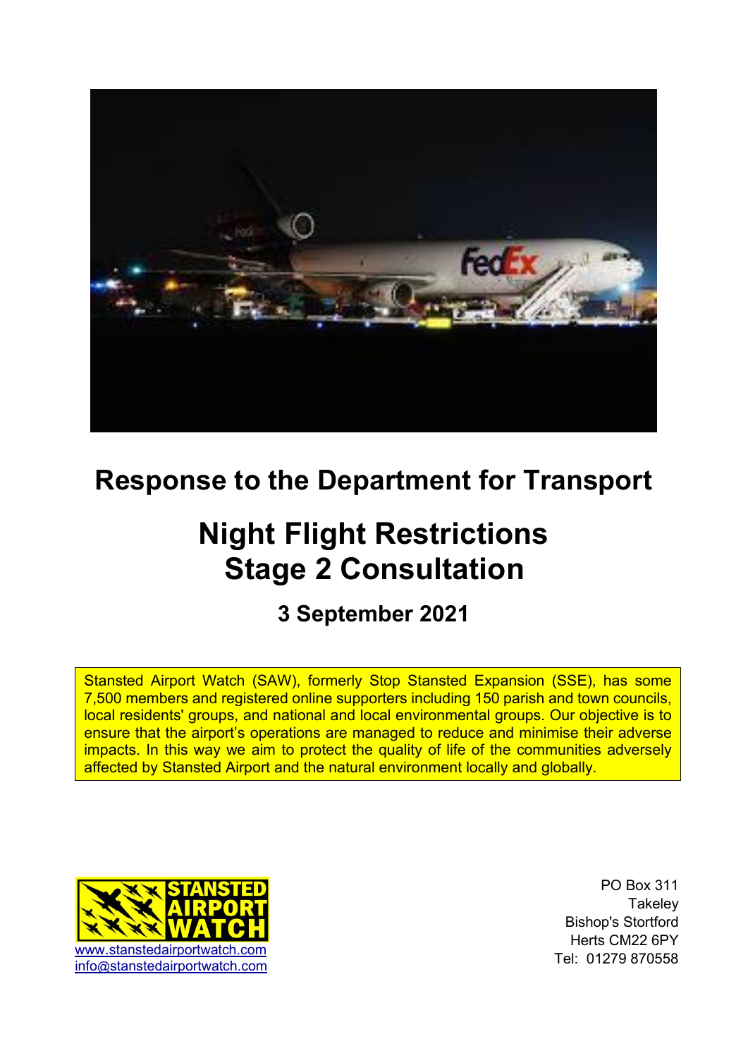# Response to the Department for Transport

# Night Flight Restrictions
# Stage 2 Consultation

### 3 September 2021

Stansted Airport Watch (SAW), formerly Stop Stansted Expansion (SSE), has some 7,500 members and registered online supporters including 150 parish and town councils, local residents' groups, and national and local environmental groups. Our objective is to ensure that the airport's operations are managed to reduce and minimise their adverse impacts. In this way we aim to protect the quality of life of the communities adversely affected by Stansted Airport and the natural environment locally and globally.

www.stanstedairportwatch.com
info@stanstedairportwatch.com

PO Box 311
Takeley
Bishop's Stortford
Herts CM22 6PY
Tel: 01279 870558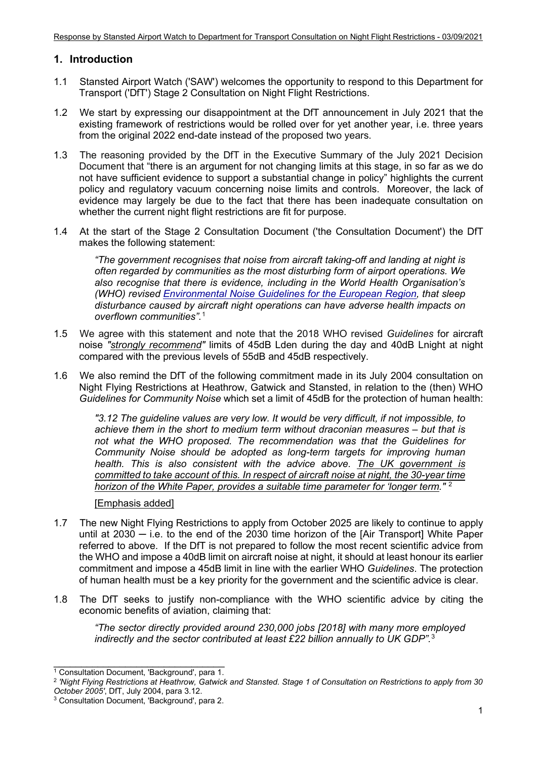## 1. Introduction

1.1 Stansted Airport Watch ('SAW') welcomes the opportunity to respond to this Department for Transport ('DfT') Stage 2 Consultation on Night Flight Restrictions.

1.2 We start by expressing our disappointment at the DfT announcement in July 2021 that the existing framework of restrictions would be rolled over for yet another year, i.e. three years from the original 2022 end-date instead of the proposed two years.

1.3 The reasoning provided by the DfT in the Executive Summary of the July 2021 Decision Document that "there is an argument for not changing limits at this stage, in so far as we do not have sufficient evidence to support a substantial change in policy" highlights the current policy and regulatory vacuum concerning noise limits and controls. Moreover, the lack of evidence may largely be due to the fact that there has been inadequate consultation on whether the current night flight restrictions are fit for purpose.

1.4 At the start of the Stage 2 Consultation Document ('the Consultation Document') the DfT makes the following statement:

> *"The government recognises that noise from aircraft taking-off and landing at night is often regarded by communities as the most disturbing form of airport operations. We also recognise that there is evidence, including in the World Health Organisation's (WHO) revised Environmental Noise Guidelines for the European Region, that sleep disturbance caused by aircraft night operations can have adverse health impacts on overflown communities".*[1]

1.5 We agree with this statement and note that the 2018 WHO revised *Guidelines* for aircraft noise *"strongly recommend"* limits of 45dB Lden during the day and 40dB Lnight at night compared with the previous levels of 55dB and 45dB respectively.

1.6 We also remind the DfT of the following commitment made in its July 2004 consultation on Night Flying Restrictions at Heathrow, Gatwick and Stansted, in relation to the (then) WHO *Guidelines for Community Noise* which set a limit of 45dB for the protection of human health:

> *"3.12 The guideline values are very low. It would be very difficult, if not impossible, to achieve them in the short to medium term without draconian measures – but that is not what the WHO proposed. The recommendation was that the Guidelines for Community Noise should be adopted as long-term targets for improving human health. This is also consistent with the advice above. The UK government is committed to take account of this. In respect of aircraft noise at night, the 30-year time horizon of the White Paper, provides a suitable time parameter for 'longer term."*[2]
>
> [Emphasis added]

1.7 The new Night Flying Restrictions to apply from October 2025 are likely to continue to apply until at 2030 – i.e. to the end of the 2030 time horizon of the [Air Transport] White Paper referred to above. If the DfT is not prepared to follow the most recent scientific advice from the WHO and impose a 40dB limit on aircraft noise at night, it should at least honour its earlier commitment and impose a 45dB limit in line with the earlier WHO *Guidelines*. The protection of human health must be a key priority for the government and the scientific advice is clear.

1.8 The DfT seeks to justify non-compliance with the WHO scientific advice by citing the economic benefits of aviation, claiming that:

> *"The sector directly provided around 230,000 jobs [2018] with many more employed indirectly and the sector contributed at least £22 billion annually to UK GDP".*[3]

---

[1] Consultation Document, 'Background', para 1.

[2] *'Night Flying Restrictions at Heathrow, Gatwick and Stansted. Stage 1 of Consultation on Restrictions to apply from 30 October 2005'*, DfT, July 2004, para 3.12.

[3] Consultation Document, 'Background', para 2.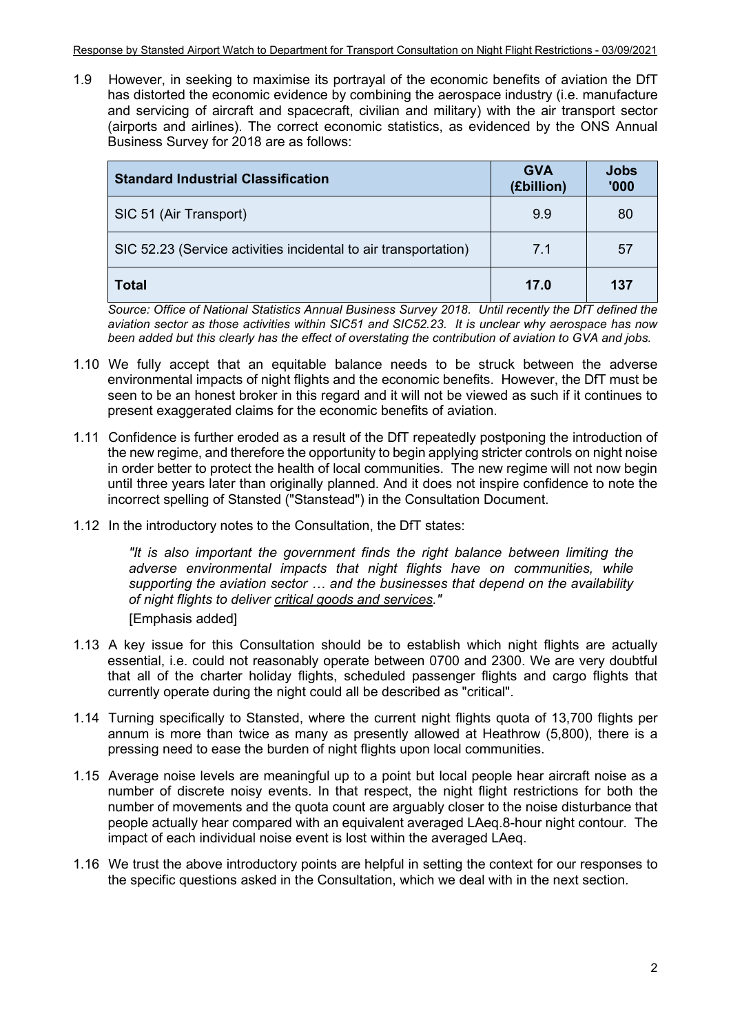1.9 However, in seeking to maximise its portrayal of the economic benefits of aviation the DfT has distorted the economic evidence by combining the aerospace industry (i.e. manufacture and servicing of aircraft and spacecraft, civilian and military) with the air transport sector (airports and airlines). The correct economic statistics, as evidenced by the ONS Annual Business Survey for 2018 are as follows:

| **Standard Industrial Classification** | **GVA (£billion)** | **Jobs '000** |
|---|---|---|
| SIC 51 (Air Transport) | 9.9 | 80 |
| SIC 52.23 (Service activities incidental to air transportation) | 7.1 | 57 |
| **Total** | **17.0** | **137** |

*Source: Office of National Statistics Annual Business Survey 2018. Until recently the DfT defined the aviation sector as those activities within SIC51 and SIC52.23. It is unclear why aerospace has now been added but this clearly has the effect of overstating the contribution of aviation to GVA and jobs.*

1.10 We fully accept that an equitable balance needs to be struck between the adverse environmental impacts of night flights and the economic benefits. However, the DfT must be seen to be an honest broker in this regard and it will not be viewed as such if it continues to present exaggerated claims for the economic benefits of aviation.

1.11 Confidence is further eroded as a result of the DfT repeatedly postponing the introduction of the new regime, and therefore the opportunity to begin applying stricter controls on night noise in order better to protect the health of local communities. The new regime will not now begin until three years later than originally planned. And it does not inspire confidence to note the incorrect spelling of Stansted ("Stanstead") in the Consultation Document.

1.12 In the introductory notes to the Consultation, the DfT states:

> *"It is also important the government finds the right balance between limiting the adverse environmental impacts that night flights have on communities, while supporting the aviation sector … and the businesses that depend on the availability of night flights to deliver critical goods and services."*
>
> [Emphasis added]

1.13 A key issue for this Consultation should be to establish which night flights are actually essential, i.e. could not reasonably operate between 0700 and 2300. We are very doubtful that all of the charter holiday flights, scheduled passenger flights and cargo flights that currently operate during the night could all be described as "critical".

1.14 Turning specifically to Stansted, where the current night flights quota of 13,700 flights per annum is more than twice as many as presently allowed at Heathrow (5,800), there is a pressing need to ease the burden of night flights upon local communities.

1.15 Average noise levels are meaningful up to a point but local people hear aircraft noise as a number of discrete noisy events. In that respect, the night flight restrictions for both the number of movements and the quota count are arguably closer to the noise disturbance that people actually hear compared with an equivalent averaged LAeq.8-hour night contour. The impact of each individual noise event is lost within the averaged LAeq.

1.16 We trust the above introductory points are helpful in setting the context for our responses to the specific questions asked in the Consultation, which we deal with in the next section.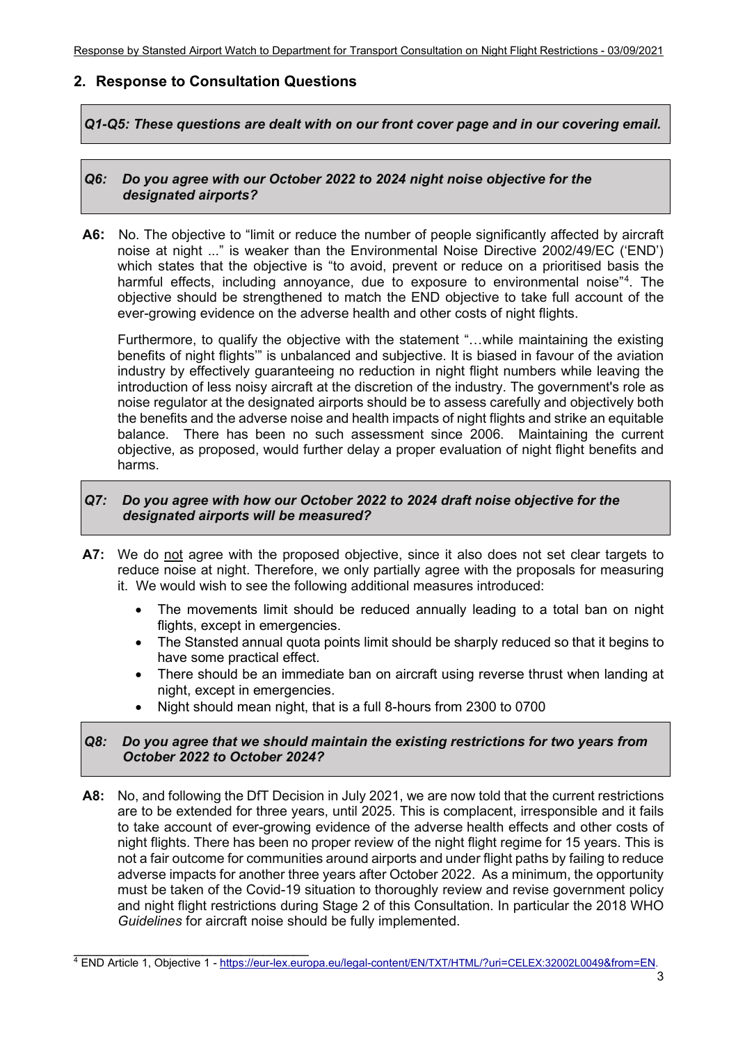## 2. Response to Consultation Questions

***Q1-Q5: These questions are dealt with on our front cover page and in our covering email.***

***Q6: Do you agree with our October 2022 to 2024 night noise objective for the designated airports?***

**A6:** No. The objective to "limit or reduce the number of people significantly affected by aircraft noise at night ..." is weaker than the Environmental Noise Directive 2002/49/EC ('END') which states that the objective is "to avoid, prevent or reduce on a prioritised basis the harmful effects, including annoyance, due to exposure to environmental noise"[4]. The objective should be strengthened to match the END objective to take full account of the ever-growing evidence on the adverse health and other costs of night flights.

Furthermore, to qualify the objective with the statement "…while maintaining the existing benefits of night flights'" is unbalanced and subjective. It is biased in favour of the aviation industry by effectively guaranteeing no reduction in night flight numbers while leaving the introduction of less noisy aircraft at the discretion of the industry. The government's role as noise regulator at the designated airports should be to assess carefully and objectively both the benefits and the adverse noise and health impacts of night flights and strike an equitable balance. There has been no such assessment since 2006. Maintaining the current objective, as proposed, would further delay a proper evaluation of night flight benefits and harms.

***Q7: Do you agree with how our October 2022 to 2024 draft noise objective for the designated airports will be measured?***

**A7:** We do <u>not</u> agree with the proposed objective, since it also does not set clear targets to reduce noise at night. Therefore, we only partially agree with the proposals for measuring it. We would wish to see the following additional measures introduced:

- The movements limit should be reduced annually leading to a total ban on night flights, except in emergencies.
- The Stansted annual quota points limit should be sharply reduced so that it begins to have some practical effect.
- There should be an immediate ban on aircraft using reverse thrust when landing at night, except in emergencies.
- Night should mean night, that is a full 8-hours from 2300 to 0700

***Q8: Do you agree that we should maintain the existing restrictions for two years from October 2022 to October 2024?***

**A8:** No, and following the DfT Decision in July 2021, we are now told that the current restrictions are to be extended for three years, until 2025. This is complacent, irresponsible and it fails to take account of ever-growing evidence of the adverse health effects and other costs of night flights. There has been no proper review of the night flight regime for 15 years. This is not a fair outcome for communities around airports and under flight paths by failing to reduce adverse impacts for another three years after October 2022. As a minimum, the opportunity must be taken of the Covid-19 situation to thoroughly review and revise government policy and night flight restrictions during Stage 2 of this Consultation. In particular the 2018 WHO *Guidelines* for aircraft noise should be fully implemented.

---

[4] END Article 1, Objective 1 - https://eur-lex.europa.eu/legal-content/EN/TXT/HTML/?uri=CELEX:32002L0049&from=EN.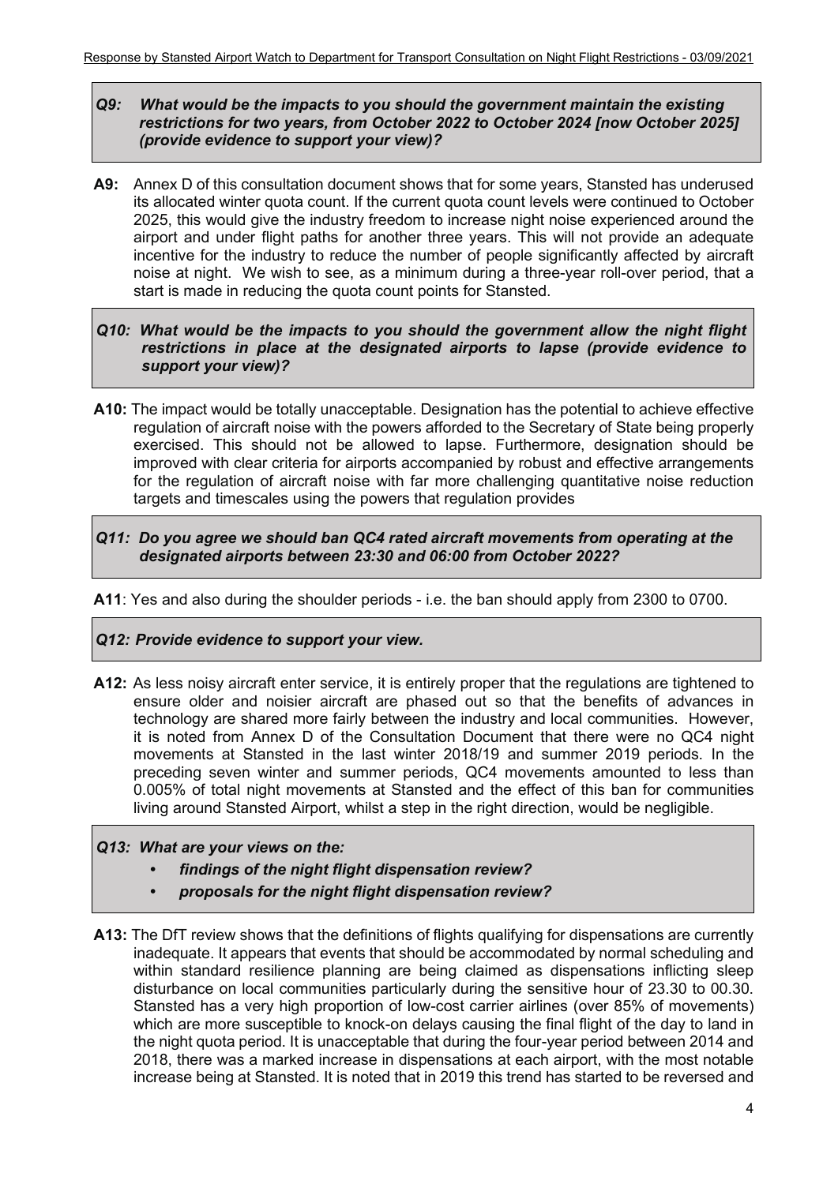***Q9: What would be the impacts to you should the government maintain the existing restrictions for two years, from October 2022 to October 2024 [now October 2025] (provide evidence to support your view)?***

**A9:** Annex D of this consultation document shows that for some years, Stansted has underused its allocated winter quota count. If the current quota count levels were continued to October 2025, this would give the industry freedom to increase night noise experienced around the airport and under flight paths for another three years. This will not provide an adequate incentive for the industry to reduce the number of people significantly affected by aircraft noise at night. We wish to see, as a minimum during a three-year roll-over period, that a start is made in reducing the quota count points for Stansted.

***Q10: What would be the impacts to you should the government allow the night flight restrictions in place at the designated airports to lapse (provide evidence to support your view)?***

**A10:** The impact would be totally unacceptable. Designation has the potential to achieve effective regulation of aircraft noise with the powers afforded to the Secretary of State being properly exercised. This should not be allowed to lapse. Furthermore, designation should be improved with clear criteria for airports accompanied by robust and effective arrangements for the regulation of aircraft noise with far more challenging quantitative noise reduction targets and timescales using the powers that regulation provides

***Q11: Do you agree we should ban QC4 rated aircraft movements from operating at the designated airports between 23:30 and 06:00 from October 2022?***

**A11**: Yes and also during the shoulder periods - i.e. the ban should apply from 2300 to 0700.

***Q12: Provide evidence to support your view.***

**A12:** As less noisy aircraft enter service, it is entirely proper that the regulations are tightened to ensure older and noisier aircraft are phased out so that the benefits of advances in technology are shared more fairly between the industry and local communities. However, it is noted from Annex D of the Consultation Document that there were no QC4 night movements at Stansted in the last winter 2018/19 and summer 2019 periods. In the preceding seven winter and summer periods, QC4 movements amounted to less than 0.005% of total night movements at Stansted and the effect of this ban for communities living around Stansted Airport, whilst a step in the right direction, would be negligible.

***Q13: What are your views on the:***

- ***findings of the night flight dispensation review?***
- ***proposals for the night flight dispensation review?***

**A13:** The DfT review shows that the definitions of flights qualifying for dispensations are currently inadequate. It appears that events that should be accommodated by normal scheduling and within standard resilience planning are being claimed as dispensations inflicting sleep disturbance on local communities particularly during the sensitive hour of 23.30 to 00.30. Stansted has a very high proportion of low-cost carrier airlines (over 85% of movements) which are more susceptible to knock-on delays causing the final flight of the day to land in the night quota period. It is unacceptable that during the four-year period between 2014 and 2018, there was a marked increase in dispensations at each airport, with the most notable increase being at Stansted. It is noted that in 2019 this trend has started to be reversed and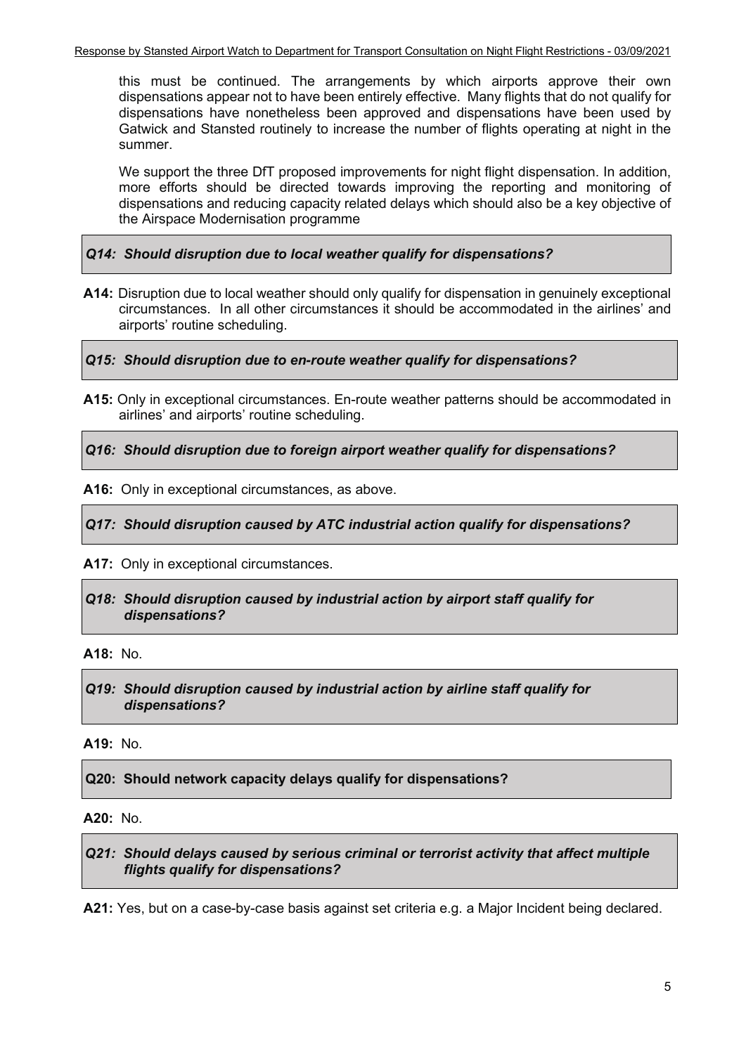this must be continued. The arrangements by which airports approve their own dispensations appear not to have been entirely effective. Many flights that do not qualify for dispensations have nonetheless been approved and dispensations have been used by Gatwick and Stansted routinely to increase the number of flights operating at night in the summer.

We support the three DfT proposed improvements for night flight dispensation. In addition, more efforts should be directed towards improving the reporting and monitoring of dispensations and reducing capacity related delays which should also be a key objective of the Airspace Modernisation programme

***Q14: Should disruption due to local weather qualify for dispensations?***

**A14:** Disruption due to local weather should only qualify for dispensation in genuinely exceptional circumstances. In all other circumstances it should be accommodated in the airlines' and airports' routine scheduling.

***Q15: Should disruption due to en-route weather qualify for dispensations?***

**A15:** Only in exceptional circumstances. En-route weather patterns should be accommodated in airlines' and airports' routine scheduling.

***Q16: Should disruption due to foreign airport weather qualify for dispensations?***

**A16:** Only in exceptional circumstances, as above.

***Q17: Should disruption caused by ATC industrial action qualify for dispensations?***

**A17:** Only in exceptional circumstances.

***Q18: Should disruption caused by industrial action by airport staff qualify for dispensations?***

**A18:** No.

***Q19: Should disruption caused by industrial action by airline staff qualify for dispensations?***

**A19:** No.

**Q20: Should network capacity delays qualify for dispensations?**

**A20:** No.

***Q21: Should delays caused by serious criminal or terrorist activity that affect multiple flights qualify for dispensations?***

**A21:** Yes, but on a case-by-case basis against set criteria e.g. a Major Incident being declared.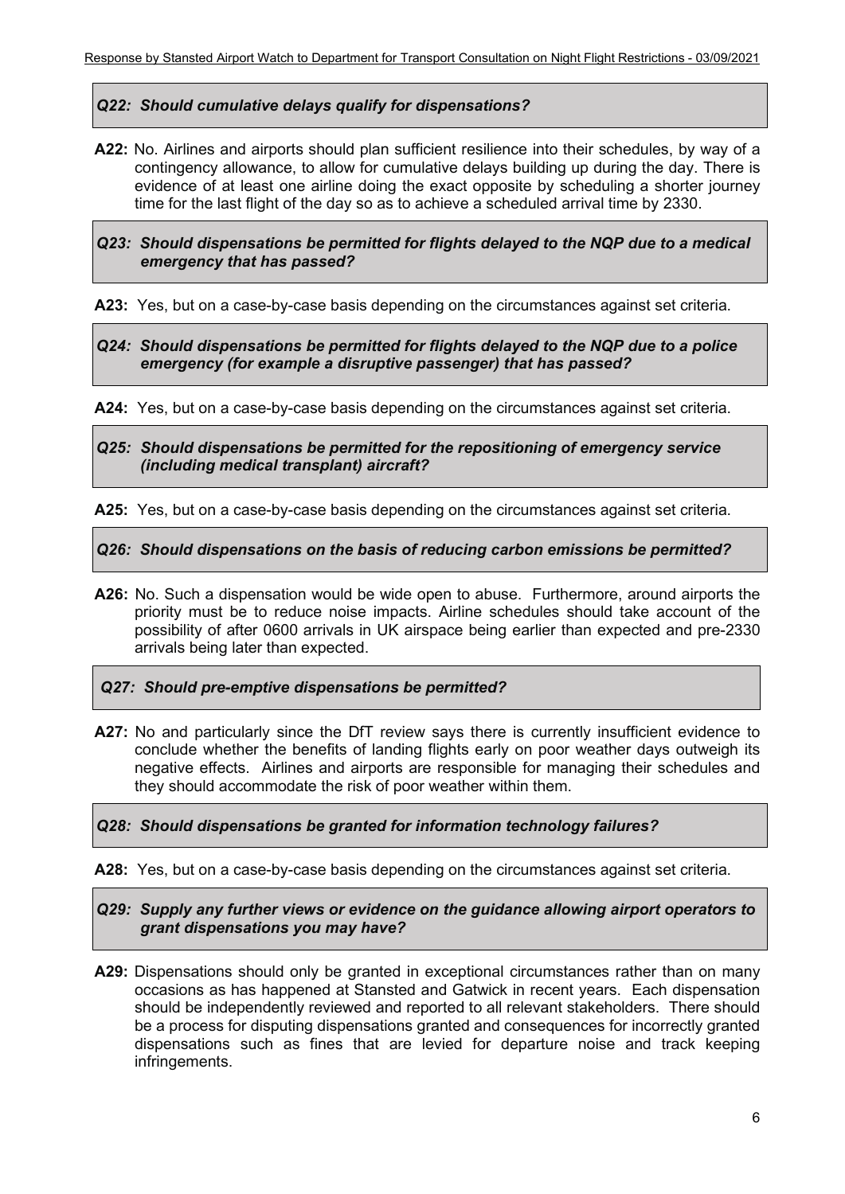***Q22: Should cumulative delays qualify for dispensations?***

**A22:** No. Airlines and airports should plan sufficient resilience into their schedules, by way of a contingency allowance, to allow for cumulative delays building up during the day. There is evidence of at least one airline doing the exact opposite by scheduling a shorter journey time for the last flight of the day so as to achieve a scheduled arrival time by 2330.

***Q23: Should dispensations be permitted for flights delayed to the NQP due to a medical emergency that has passed?***

**A23:** Yes, but on a case-by-case basis depending on the circumstances against set criteria.

***Q24: Should dispensations be permitted for flights delayed to the NQP due to a police emergency (for example a disruptive passenger) that has passed?***

**A24:** Yes, but on a case-by-case basis depending on the circumstances against set criteria.

***Q25: Should dispensations be permitted for the repositioning of emergency service (including medical transplant) aircraft?***

**A25:** Yes, but on a case-by-case basis depending on the circumstances against set criteria.

***Q26: Should dispensations on the basis of reducing carbon emissions be permitted?***

**A26:** No. Such a dispensation would be wide open to abuse. Furthermore, around airports the priority must be to reduce noise impacts. Airline schedules should take account of the possibility of after 0600 arrivals in UK airspace being earlier than expected and pre-2330 arrivals being later than expected.

***Q27: Should pre-emptive dispensations be permitted?***

**A27:** No and particularly since the DfT review says there is currently insufficient evidence to conclude whether the benefits of landing flights early on poor weather days outweigh its negative effects. Airlines and airports are responsible for managing their schedules and they should accommodate the risk of poor weather within them.

***Q28: Should dispensations be granted for information technology failures?***

**A28:** Yes, but on a case-by-case basis depending on the circumstances against set criteria.

***Q29: Supply any further views or evidence on the guidance allowing airport operators to grant dispensations you may have?***

**A29:** Dispensations should only be granted in exceptional circumstances rather than on many occasions as has happened at Stansted and Gatwick in recent years. Each dispensation should be independently reviewed and reported to all relevant stakeholders. There should be a process for disputing dispensations granted and consequences for incorrectly granted dispensations such as fines that are levied for departure noise and track keeping infringements.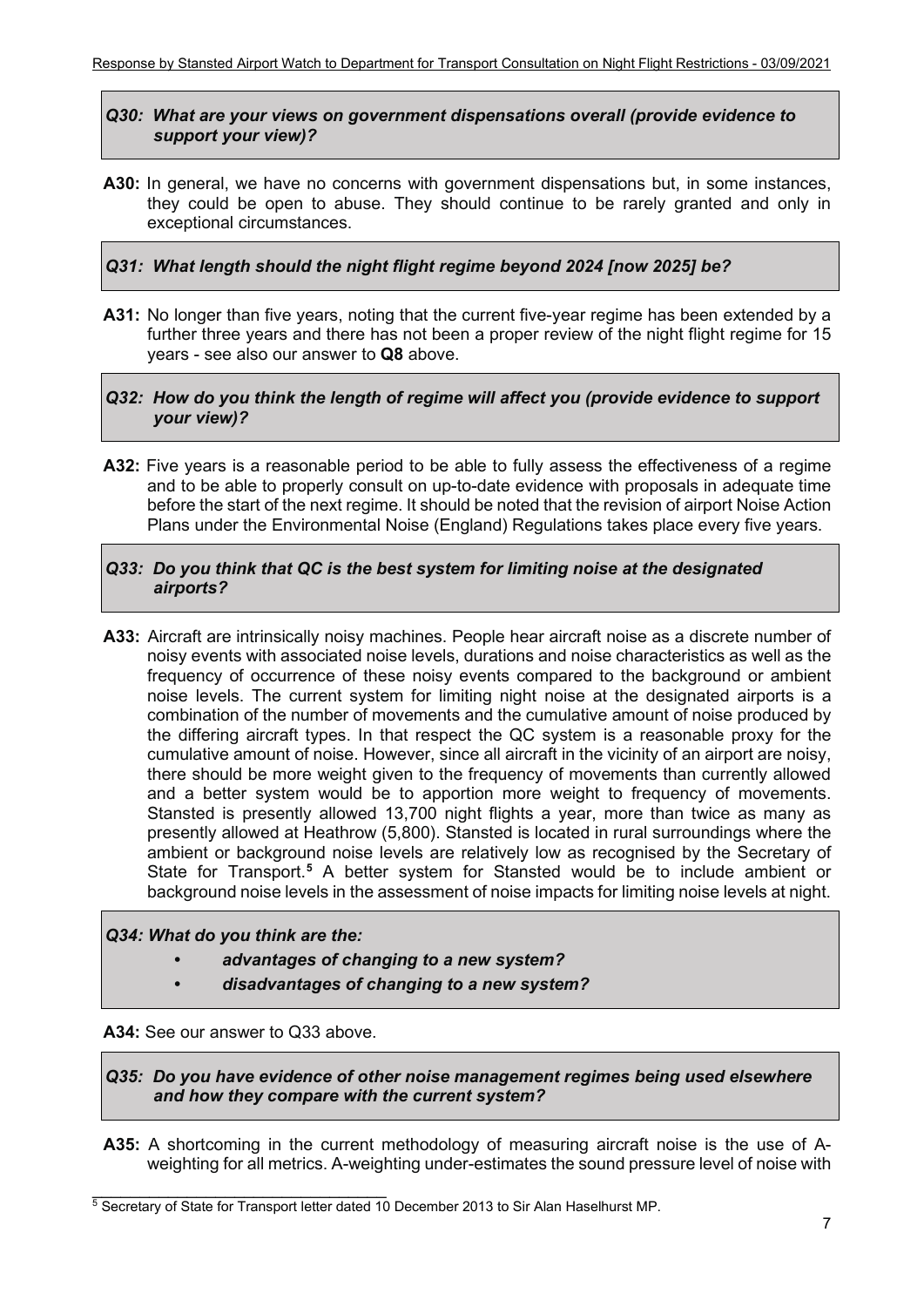***Q30: What are your views on government dispensations overall (provide evidence to support your view)?***

**A30:** In general, we have no concerns with government dispensations but, in some instances, they could be open to abuse. They should continue to be rarely granted and only in exceptional circumstances.

***Q31: What length should the night flight regime beyond 2024 [now 2025] be?***

**A31:** No longer than five years, noting that the current five-year regime has been extended by a further three years and there has not been a proper review of the night flight regime for 15 years - see also our answer to **Q8** above.

***Q32: How do you think the length of regime will affect you (provide evidence to support your view)?***

**A32:** Five years is a reasonable period to be able to fully assess the effectiveness of a regime and to be able to properly consult on up-to-date evidence with proposals in adequate time before the start of the next regime. It should be noted that the revision of airport Noise Action Plans under the Environmental Noise (England) Regulations takes place every five years.

***Q33: Do you think that QC is the best system for limiting noise at the designated airports?***

**A33:** Aircraft are intrinsically noisy machines. People hear aircraft noise as a discrete number of noisy events with associated noise levels, durations and noise characteristics as well as the frequency of occurrence of these noisy events compared to the background or ambient noise levels. The current system for limiting night noise at the designated airports is a combination of the number of movements and the cumulative amount of noise produced by the differing aircraft types. In that respect the QC system is a reasonable proxy for the cumulative amount of noise. However, since all aircraft in the vicinity of an airport are noisy, there should be more weight given to the frequency of movements than currently allowed and a better system would be to apportion more weight to frequency of movements. Stansted is presently allowed 13,700 night flights a year, more than twice as many as presently allowed at Heathrow (5,800). Stansted is located in rural surroundings where the ambient or background noise levels are relatively low as recognised by the Secretary of State for Transport.[5] A better system for Stansted would be to include ambient or background noise levels in the assessment of noise impacts for limiting noise levels at night.

***Q34: What do you think are the:***

- ***advantages of changing to a new system?***
- ***disadvantages of changing to a new system?***

**A34:** See our answer to Q33 above.

***Q35: Do you have evidence of other noise management regimes being used elsewhere and how they compare with the current system?***

**A35:** A shortcoming in the current methodology of measuring aircraft noise is the use of A-weighting for all metrics. A-weighting under-estimates the sound pressure level of noise with

[5] Secretary of State for Transport letter dated 10 December 2013 to Sir Alan Haselhurst MP.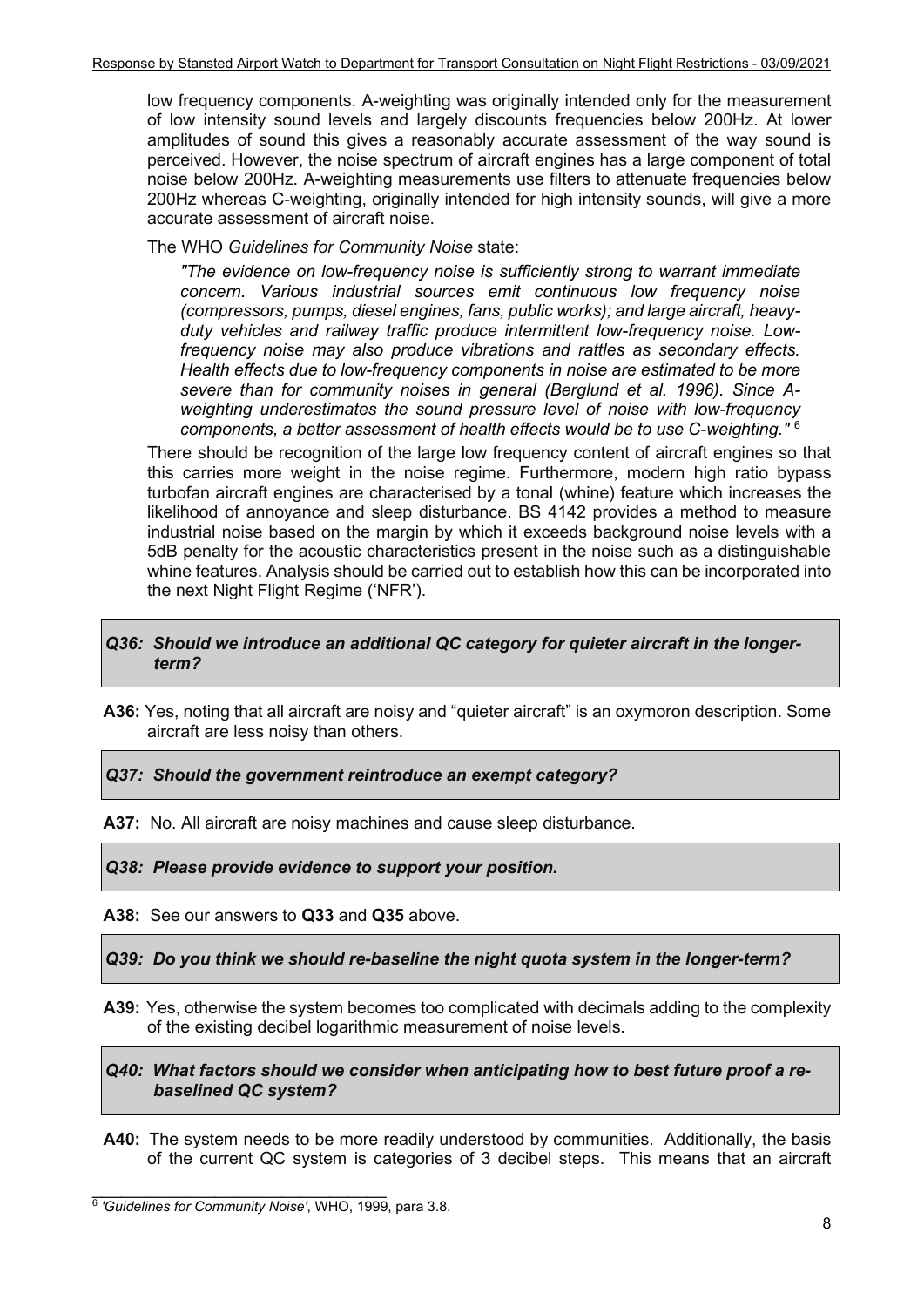low frequency components. A-weighting was originally intended only for the measurement of low intensity sound levels and largely discounts frequencies below 200Hz. At lower amplitudes of sound this gives a reasonably accurate assessment of the way sound is perceived. However, the noise spectrum of aircraft engines has a large component of total noise below 200Hz. A-weighting measurements use filters to attenuate frequencies below 200Hz whereas C-weighting, originally intended for high intensity sounds, will give a more accurate assessment of aircraft noise.

The WHO *Guidelines for Community Noise* state:

> *"The evidence on low-frequency noise is sufficiently strong to warrant immediate concern. Various industrial sources emit continuous low frequency noise (compressors, pumps, diesel engines, fans, public works); and large aircraft, heavy-duty vehicles and railway traffic produce intermittent low-frequency noise. Low-frequency noise may also produce vibrations and rattles as secondary effects. Health effects due to low-frequency components in noise are estimated to be more severe than for community noises in general (Berglund et al. 1996). Since A-weighting underestimates the sound pressure level of noise with low-frequency components, a better assessment of health effects would be to use C-weighting."* [6]

There should be recognition of the large low frequency content of aircraft engines so that this carries more weight in the noise regime. Furthermore, modern high ratio bypass turbofan aircraft engines are characterised by a tonal (whine) feature which increases the likelihood of annoyance and sleep disturbance. BS 4142 provides a method to measure industrial noise based on the margin by which it exceeds background noise levels with a 5dB penalty for the acoustic characteristics present in the noise such as a distinguishable whine features. Analysis should be carried out to establish how this can be incorporated into the next Night Flight Regime ('NFR').

***Q36: Should we introduce an additional QC category for quieter aircraft in the longer-term?***

**A36:** Yes, noting that all aircraft are noisy and "quieter aircraft" is an oxymoron description. Some aircraft are less noisy than others.

***Q37: Should the government reintroduce an exempt category?***

**A37:** No. All aircraft are noisy machines and cause sleep disturbance.

***Q38: Please provide evidence to support your position.***

**A38:** See our answers to **Q33** and **Q35** above.

***Q39: Do you think we should re-baseline the night quota system in the longer-term?***

**A39:** Yes, otherwise the system becomes too complicated with decimals adding to the complexity of the existing decibel logarithmic measurement of noise levels.

***Q40: What factors should we consider when anticipating how to best future proof a re-baselined QC system?***

**A40:** The system needs to be more readily understood by communities. Additionally, the basis of the current QC system is categories of 3 decibel steps. This means that an aircraft

---

[6] *'Guidelines for Community Noise'*, WHO, 1999, para 3.8.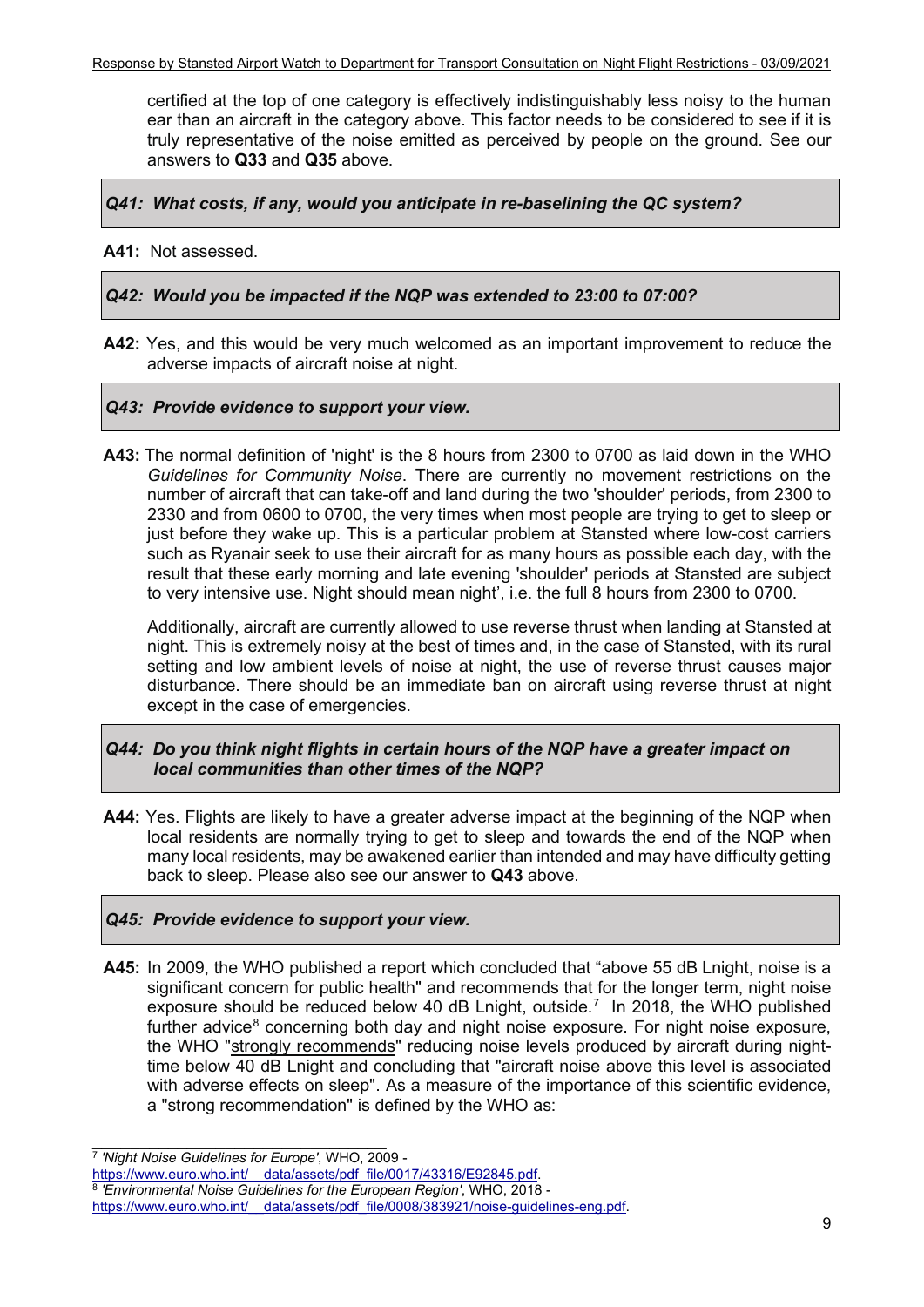certified at the top of one category is effectively indistinguishably less noisy to the human ear than an aircraft in the category above. This factor needs to be considered to see if it is truly representative of the noise emitted as perceived by people on the ground. See our answers to **Q33** and **Q35** above.

***Q41: What costs, if any, would you anticipate in re-baselining the QC system?***

**A41:** Not assessed.

***Q42: Would you be impacted if the NQP was extended to 23:00 to 07:00?***

**A42:** Yes, and this would be very much welcomed as an important improvement to reduce the adverse impacts of aircraft noise at night.

***Q43: Provide evidence to support your view.***

**A43:** The normal definition of 'night' is the 8 hours from 2300 to 0700 as laid down in the WHO *Guidelines for Community Noise*. There are currently no movement restrictions on the number of aircraft that can take-off and land during the two 'shoulder' periods, from 2300 to 2330 and from 0600 to 0700, the very times when most people are trying to get to sleep or just before they wake up. This is a particular problem at Stansted where low-cost carriers such as Ryanair seek to use their aircraft for as many hours as possible each day, with the result that these early morning and late evening 'shoulder' periods at Stansted are subject to very intensive use. Night should mean night', i.e. the full 8 hours from 2300 to 0700.

Additionally, aircraft are currently allowed to use reverse thrust when landing at Stansted at night. This is extremely noisy at the best of times and, in the case of Stansted, with its rural setting and low ambient levels of noise at night, the use of reverse thrust causes major disturbance. There should be an immediate ban on aircraft using reverse thrust at night except in the case of emergencies.

***Q44: Do you think night flights in certain hours of the NQP have a greater impact on local communities than other times of the NQP?***

**A44:** Yes. Flights are likely to have a greater adverse impact at the beginning of the NQP when local residents are normally trying to get to sleep and towards the end of the NQP when many local residents, may be awakened earlier than intended and may have difficulty getting back to sleep. Please also see our answer to **Q43** above.

***Q45: Provide evidence to support your view.***

**A45:** In 2009, the WHO published a report which concluded that "above 55 dB Lnight, noise is a significant concern for public health" and recommends that for the longer term, night noise exposure should be reduced below 40 dB Lnight, outside.[7] In 2018, the WHO published further advice[8] concerning both day and night noise exposure. For night noise exposure, the WHO "strongly recommends" reducing noise levels produced by aircraft during night-time below 40 dB Lnight and concluding that "aircraft noise above this level is associated with adverse effects on sleep". As a measure of the importance of this scientific evidence, a "strong recommendation" is defined by the WHO as:

---

[7] *'Night Noise Guidelines for Europe'*, WHO, 2009 - https://www.euro.who.int/__data/assets/pdf_file/0017/43316/E92845.pdf.

[8] *'Environmental Noise Guidelines for the European Region'*, WHO, 2018 - https://www.euro.who.int/__data/assets/pdf_file/0008/383921/noise-guidelines-eng.pdf.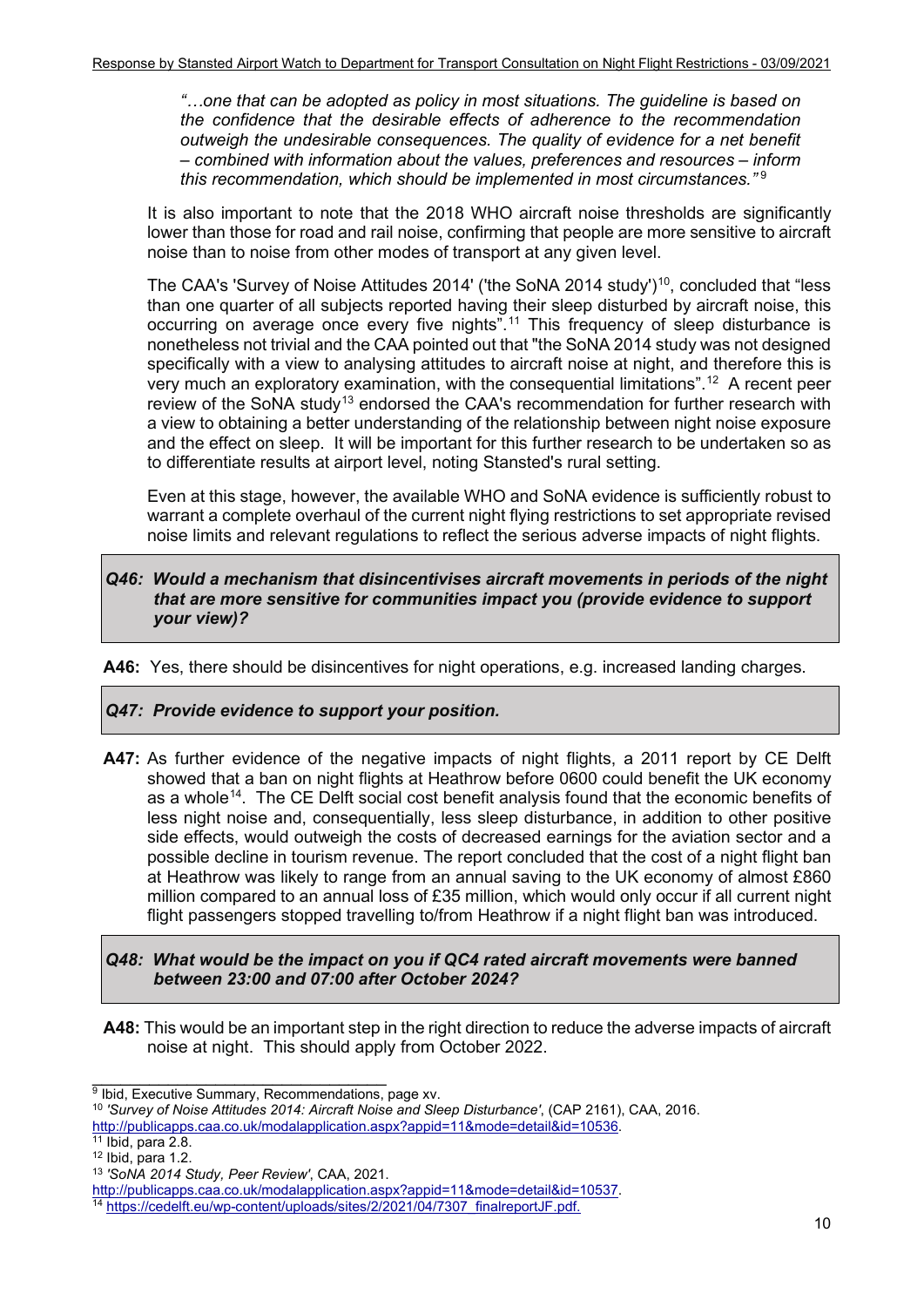*"…one that can be adopted as policy in most situations. The guideline is based on the confidence that the desirable effects of adherence to the recommendation outweigh the undesirable consequences. The quality of evidence for a net benefit – combined with information about the values, preferences and resources – inform this recommendation, which should be implemented in most circumstances."*[9]

It is also important to note that the 2018 WHO aircraft noise thresholds are significantly lower than those for road and rail noise, confirming that people are more sensitive to aircraft noise than to noise from other modes of transport at any given level.

The CAA's 'Survey of Noise Attitudes 2014' ('the SoNA 2014 study')[10], concluded that "less than one quarter of all subjects reported having their sleep disturbed by aircraft noise, this occurring on average once every five nights".[11] This frequency of sleep disturbance is nonetheless not trivial and the CAA pointed out that "the SoNA 2014 study was not designed specifically with a view to analysing attitudes to aircraft noise at night, and therefore this is very much an exploratory examination, with the consequential limitations".[12] A recent peer review of the SoNA study[13] endorsed the CAA's recommendation for further research with a view to obtaining a better understanding of the relationship between night noise exposure and the effect on sleep. It will be important for this further research to be undertaken so as to differentiate results at airport level, noting Stansted's rural setting.

Even at this stage, however, the available WHO and SoNA evidence is sufficiently robust to warrant a complete overhaul of the current night flying restrictions to set appropriate revised noise limits and relevant regulations to reflect the serious adverse impacts of night flights.

***Q46: Would a mechanism that disincentivises aircraft movements in periods of the night that are more sensitive for communities impact you (provide evidence to support your view)?***

**A46:** Yes, there should be disincentives for night operations, e.g. increased landing charges.

***Q47: Provide evidence to support your position.***

**A47:** As further evidence of the negative impacts of night flights, a 2011 report by CE Delft showed that a ban on night flights at Heathrow before 0600 could benefit the UK economy as a whole[14]. The CE Delft social cost benefit analysis found that the economic benefits of less night noise and, consequentially, less sleep disturbance, in addition to other positive side effects, would outweigh the costs of decreased earnings for the aviation sector and a possible decline in tourism revenue. The report concluded that the cost of a night flight ban at Heathrow was likely to range from an annual saving to the UK economy of almost £860 million compared to an annual loss of £35 million, which would only occur if all current night flight passengers stopped travelling to/from Heathrow if a night flight ban was introduced.

***Q48: What would be the impact on you if QC4 rated aircraft movements were banned between 23:00 and 07:00 after October 2024?***

**A48:** This would be an important step in the right direction to reduce the adverse impacts of aircraft noise at night. This should apply from October 2022.

---

[9] Ibid, Executive Summary, Recommendations, page xv.

[10] *'Survey of Noise Attitudes 2014: Aircraft Noise and Sleep Disturbance'*, (CAP 2161), CAA, 2016. http://publicapps.caa.co.uk/modalapplication.aspx?appid=11&mode=detail&id=10536.

[11] Ibid, para 2.8.

[12] Ibid, para 1.2.

[13] *'SoNA 2014 Study, Peer Review'*, CAA, 2021. http://publicapps.caa.co.uk/modalapplication.aspx?appid=11&mode=detail&id=10537.

[14] https://cedelft.eu/wp-content/uploads/sites/2/2021/04/7307_finalreportJF.pdf.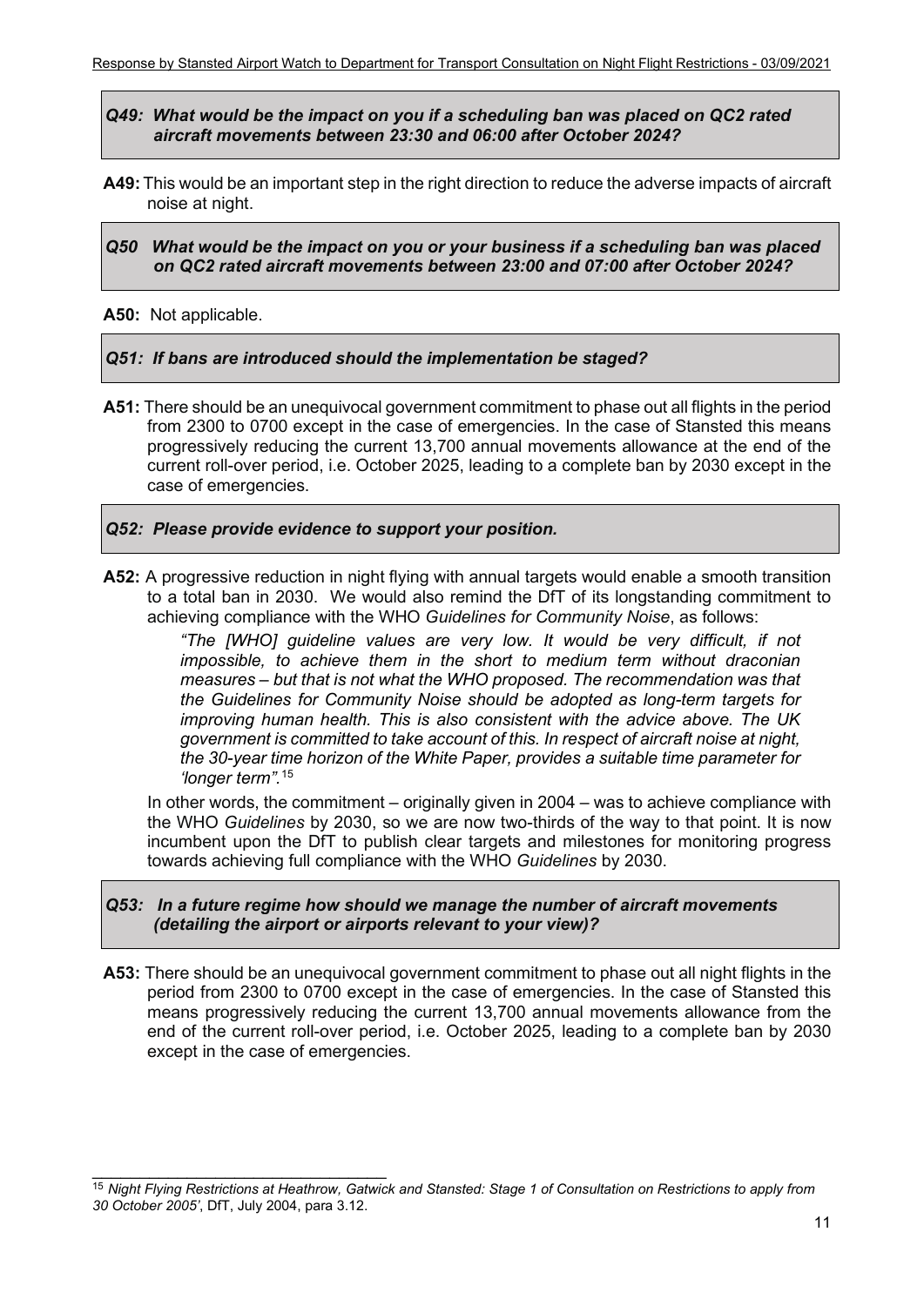***Q49: What would be the impact on you if a scheduling ban was placed on QC2 rated aircraft movements between 23:30 and 06:00 after October 2024?***

**A49:** This would be an important step in the right direction to reduce the adverse impacts of aircraft noise at night.

***Q50 What would be the impact on you or your business if a scheduling ban was placed on QC2 rated aircraft movements between 23:00 and 07:00 after October 2024?***

**A50:** Not applicable.

***Q51: If bans are introduced should the implementation be staged?***

**A51:** There should be an unequivocal government commitment to phase out all flights in the period from 2300 to 0700 except in the case of emergencies. In the case of Stansted this means progressively reducing the current 13,700 annual movements allowance at the end of the current roll-over period, i.e. October 2025, leading to a complete ban by 2030 except in the case of emergencies.

***Q52: Please provide evidence to support your position.***

**A52:** A progressive reduction in night flying with annual targets would enable a smooth transition to a total ban in 2030. We would also remind the DfT of its longstanding commitment to achieving compliance with the WHO *Guidelines for Community Noise*, as follows:

> *"The [WHO] guideline values are very low. It would be very difficult, if not impossible, to achieve them in the short to medium term without draconian measures – but that is not what the WHO proposed. The recommendation was that the Guidelines for Community Noise should be adopted as long-term targets for improving human health. This is also consistent with the advice above. The UK government is committed to take account of this. In respect of aircraft noise at night, the 30-year time horizon of the White Paper, provides a suitable time parameter for 'longer term".*[15]

In other words, the commitment – originally given in 2004 – was to achieve compliance with the WHO *Guidelines* by 2030, so we are now two-thirds of the way to that point. It is now incumbent upon the DfT to publish clear targets and milestones for monitoring progress towards achieving full compliance with the WHO *Guidelines* by 2030.

***Q53: In a future regime how should we manage the number of aircraft movements (detailing the airport or airports relevant to your view)?***

**A53:** There should be an unequivocal government commitment to phase out all night flights in the period from 2300 to 0700 except in the case of emergencies. In the case of Stansted this means progressively reducing the current 13,700 annual movements allowance from the end of the current roll-over period, i.e. October 2025, leading to a complete ban by 2030 except in the case of emergencies.

---

[15] *Night Flying Restrictions at Heathrow, Gatwick and Stansted: Stage 1 of Consultation on Restrictions to apply from 30 October 2005'*, DfT, July 2004, para 3.12.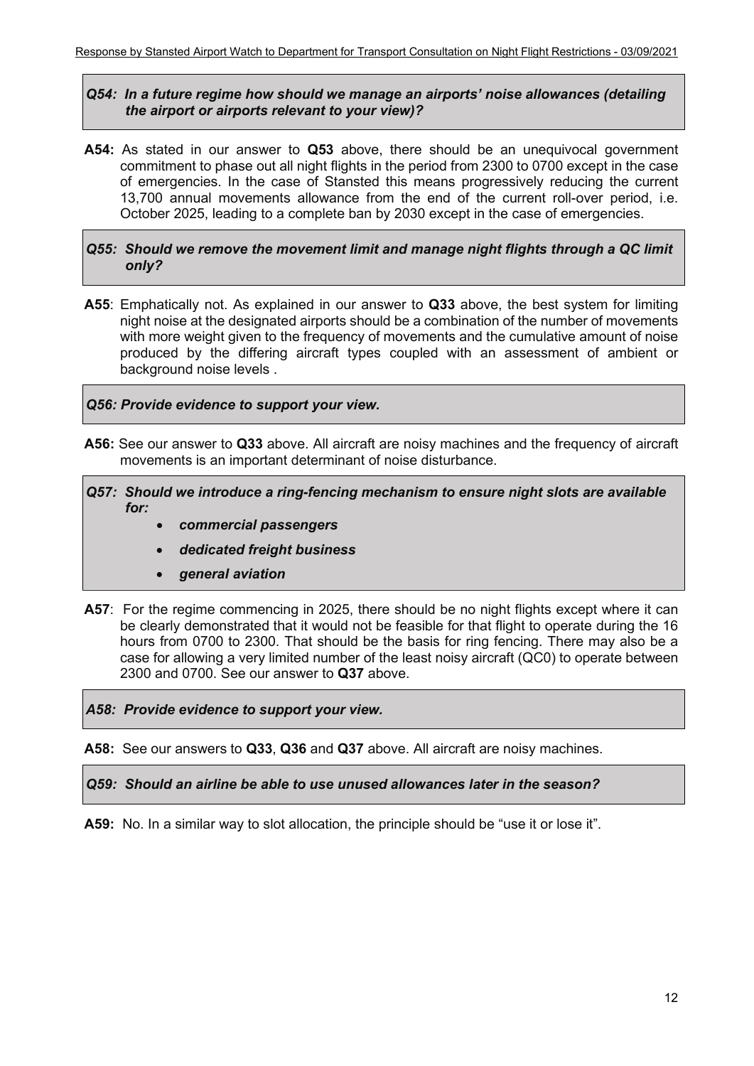***Q54: In a future regime how should we manage an airports' noise allowances (detailing the airport or airports relevant to your view)?***

**A54:** As stated in our answer to **Q53** above, there should be an unequivocal government commitment to phase out all night flights in the period from 2300 to 0700 except in the case of emergencies. In the case of Stansted this means progressively reducing the current 13,700 annual movements allowance from the end of the current roll-over period, i.e. October 2025, leading to a complete ban by 2030 except in the case of emergencies.

***Q55: Should we remove the movement limit and manage night flights through a QC limit only?***

**A55**: Emphatically not. As explained in our answer to **Q33** above, the best system for limiting night noise at the designated airports should be a combination of the number of movements with more weight given to the frequency of movements and the cumulative amount of noise produced by the differing aircraft types coupled with an assessment of ambient or background noise levels .

***Q56: Provide evidence to support your view.***

**A56:** See our answer to **Q33** above. All aircraft are noisy machines and the frequency of aircraft movements is an important determinant of noise disturbance.

***Q57: Should we introduce a ring-fencing mechanism to ensure night slots are available for:***

- ***commercial passengers***
- ***dedicated freight business***
- ***general aviation***

**A57**: For the regime commencing in 2025, there should be no night flights except where it can be clearly demonstrated that it would not be feasible for that flight to operate during the 16 hours from 0700 to 2300. That should be the basis for ring fencing. There may also be a case for allowing a very limited number of the least noisy aircraft (QC0) to operate between 2300 and 0700. See our answer to **Q37** above.

***A58: Provide evidence to support your view.***

**A58:** See our answers to **Q33**, **Q36** and **Q37** above. All aircraft are noisy machines.

***Q59: Should an airline be able to use unused allowances later in the season?***

**A59:** No. In a similar way to slot allocation, the principle should be "use it or lose it".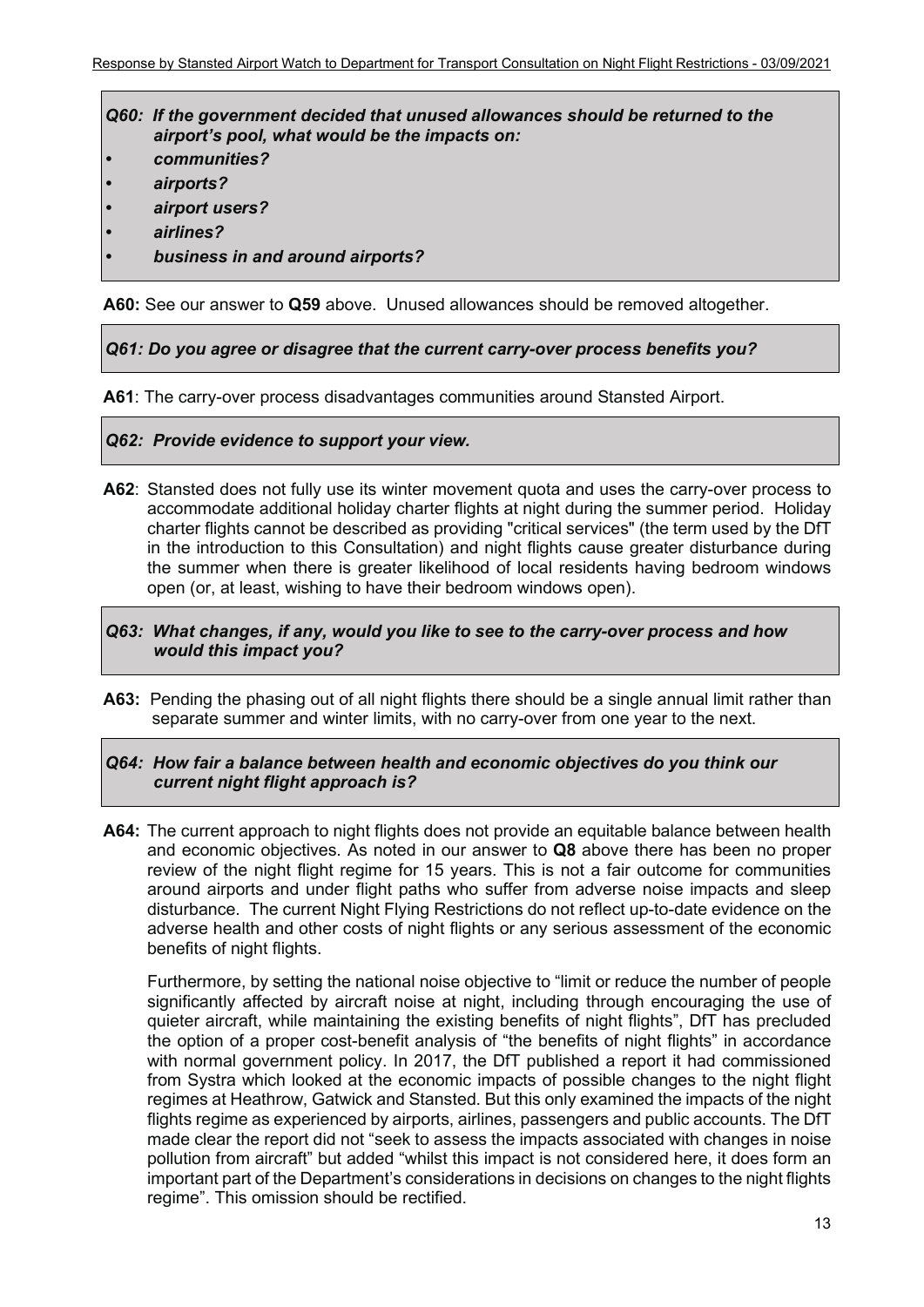***Q60: If the government decided that unused allowances should be returned to the airport's pool, what would be the impacts on:***

- ***communities?***
- ***airports?***
- ***airport users?***
- ***airlines?***
- ***business in and around airports?***

**A60:** See our answer to **Q59** above. Unused allowances should be removed altogether.

***Q61: Do you agree or disagree that the current carry-over process benefits you?***

**A61**: The carry-over process disadvantages communities around Stansted Airport.

***Q62: Provide evidence to support your view.***

**A62**: Stansted does not fully use its winter movement quota and uses the carry-over process to accommodate additional holiday charter flights at night during the summer period. Holiday charter flights cannot be described as providing "critical services" (the term used by the DfT in the introduction to this Consultation) and night flights cause greater disturbance during the summer when there is greater likelihood of local residents having bedroom windows open (or, at least, wishing to have their bedroom windows open).

***Q63: What changes, if any, would you like to see to the carry-over process and how would this impact you?***

**A63:** Pending the phasing out of all night flights there should be a single annual limit rather than separate summer and winter limits, with no carry-over from one year to the next.

***Q64: How fair a balance between health and economic objectives do you think our current night flight approach is?***

**A64:** The current approach to night flights does not provide an equitable balance between health and economic objectives. As noted in our answer to **Q8** above there has been no proper review of the night flight regime for 15 years. This is not a fair outcome for communities around airports and under flight paths who suffer from adverse noise impacts and sleep disturbance. The current Night Flying Restrictions do not reflect up-to-date evidence on the adverse health and other costs of night flights or any serious assessment of the economic benefits of night flights.

Furthermore, by setting the national noise objective to "limit or reduce the number of people significantly affected by aircraft noise at night, including through encouraging the use of quieter aircraft, while maintaining the existing benefits of night flights", DfT has precluded the option of a proper cost-benefit analysis of "the benefits of night flights" in accordance with normal government policy. In 2017, the DfT published a report it had commissioned from Systra which looked at the economic impacts of possible changes to the night flight regimes at Heathrow, Gatwick and Stansted. But this only examined the impacts of the night flights regime as experienced by airports, airlines, passengers and public accounts. The DfT made clear the report did not "seek to assess the impacts associated with changes in noise pollution from aircraft" but added "whilst this impact is not considered here, it does form an important part of the Department's considerations in decisions on changes to the night flights regime". This omission should be rectified.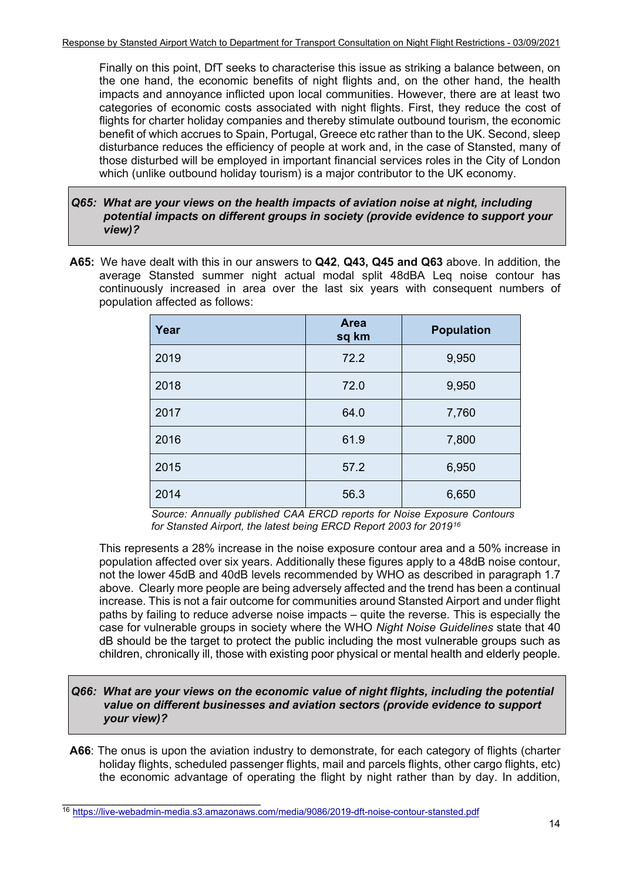Finally on this point, DfT seeks to characterise this issue as striking a balance between, on the one hand, the economic benefits of night flights and, on the other hand, the health impacts and annoyance inflicted upon local communities. However, there are at least two categories of economic costs associated with night flights. First, they reduce the cost of flights for charter holiday companies and thereby stimulate outbound tourism, the economic benefit of which accrues to Spain, Portugal, Greece etc rather than to the UK. Second, sleep disturbance reduces the efficiency of people at work and, in the case of Stansted, many of those disturbed will be employed in important financial services roles in the City of London which (unlike outbound holiday tourism) is a major contributor to the UK economy.

***Q65: What are your views on the health impacts of aviation noise at night, including potential impacts on different groups in society (provide evidence to support your view)?***

**A65:** We have dealt with this in our answers to **Q42**, **Q43, Q45 and Q63** above. In addition, the average Stansted summer night actual modal split 48dBA Leq noise contour has continuously increased in area over the last six years with consequent numbers of population affected as follows:

| Year | Area sq km | Population |
|---|---|---|
| 2019 | 72.2 | 9,950 |
| 2018 | 72.0 | 9,950 |
| 2017 | 64.0 | 7,760 |
| 2016 | 61.9 | 7,800 |
| 2015 | 57.2 | 6,950 |
| 2014 | 56.3 | 6,650 |

*Source: Annually published CAA ERCD reports for Noise Exposure Contours for Stansted Airport, the latest being ERCD Report 2003 for 2019*[16]

This represents a 28% increase in the noise exposure contour area and a 50% increase in population affected over six years. Additionally these figures apply to a 48dB noise contour, not the lower 45dB and 40dB levels recommended by WHO as described in paragraph 1.7 above. Clearly more people are being adversely affected and the trend has been a continual increase. This is not a fair outcome for communities around Stansted Airport and under flight paths by failing to reduce adverse noise impacts – quite the reverse. This is especially the case for vulnerable groups in society where the WHO *Night Noise Guidelines* state that 40 dB should be the target to protect the public including the most vulnerable groups such as children, chronically ill, those with existing poor physical or mental health and elderly people.

***Q66: What are your views on the economic value of night flights, including the potential value on different businesses and aviation sectors (provide evidence to support your view)?***

**A66**: The onus is upon the aviation industry to demonstrate, for each category of flights (charter holiday flights, scheduled passenger flights, mail and parcels flights, other cargo flights, etc) the economic advantage of operating the flight by night rather than by day. In addition,

[16] https://live-webadmin-media.s3.amazonaws.com/media/9086/2019-dft-noise-contour-stansted.pdf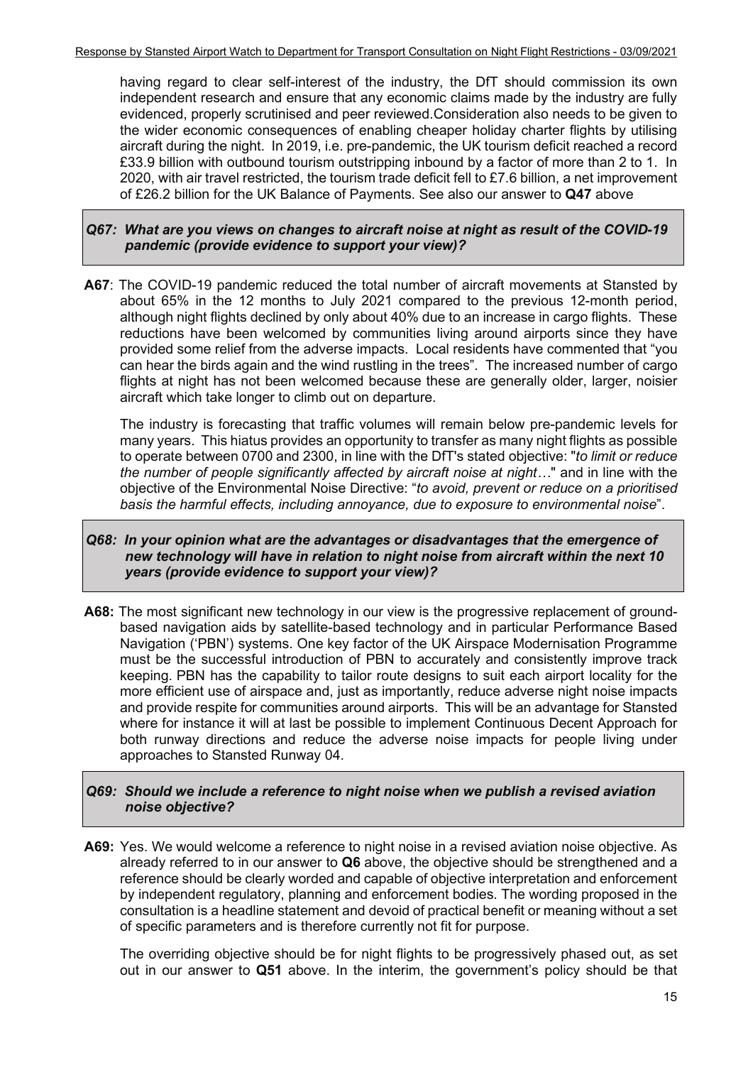having regard to clear self-interest of the industry, the DfT should commission its own independent research and ensure that any economic claims made by the industry are fully evidenced, properly scrutinised and peer reviewed.Consideration also needs to be given to the wider economic consequences of enabling cheaper holiday charter flights by utilising aircraft during the night. In 2019, i.e. pre-pandemic, the UK tourism deficit reached a record £33.9 billion with outbound tourism outstripping inbound by a factor of more than 2 to 1. In 2020, with air travel restricted, the tourism trade deficit fell to £7.6 billion, a net improvement of £26.2 billion for the UK Balance of Payments. See also our answer to **Q47** above

***Q67: What are you views on changes to aircraft noise at night as result of the COVID-19 pandemic (provide evidence to support your view)?***

**A67**: The COVID-19 pandemic reduced the total number of aircraft movements at Stansted by about 65% in the 12 months to July 2021 compared to the previous 12-month period, although night flights declined by only about 40% due to an increase in cargo flights. These reductions have been welcomed by communities living around airports since they have provided some relief from the adverse impacts. Local residents have commented that "you can hear the birds again and the wind rustling in the trees". The increased number of cargo flights at night has not been welcomed because these are generally older, larger, noisier aircraft which take longer to climb out on departure.

The industry is forecasting that traffic volumes will remain below pre-pandemic levels for many years. This hiatus provides an opportunity to transfer as many night flights as possible to operate between 0700 and 2300, in line with the DfT's stated objective: "*to limit or reduce the number of people significantly affected by aircraft noise at night…*" and in line with the objective of the Environmental Noise Directive: "*to avoid, prevent or reduce on a prioritised basis the harmful effects, including annoyance, due to exposure to environmental noise*".

***Q68: In your opinion what are the advantages or disadvantages that the emergence of new technology will have in relation to night noise from aircraft within the next 10 years (provide evidence to support your view)?***

**A68:** The most significant new technology in our view is the progressive replacement of ground-based navigation aids by satellite-based technology and in particular Performance Based Navigation ('PBN') systems. One key factor of the UK Airspace Modernisation Programme must be the successful introduction of PBN to accurately and consistently improve track keeping. PBN has the capability to tailor route designs to suit each airport locality for the more efficient use of airspace and, just as importantly, reduce adverse night noise impacts and provide respite for communities around airports. This will be an advantage for Stansted where for instance it will at last be possible to implement Continuous Decent Approach for both runway directions and reduce the adverse noise impacts for people living under approaches to Stansted Runway 04.

***Q69: Should we include a reference to night noise when we publish a revised aviation noise objective?***

**A69:** Yes. We would welcome a reference to night noise in a revised aviation noise objective. As already referred to in our answer to **Q6** above, the objective should be strengthened and a reference should be clearly worded and capable of objective interpretation and enforcement by independent regulatory, planning and enforcement bodies. The wording proposed in the consultation is a headline statement and devoid of practical benefit or meaning without a set of specific parameters and is therefore currently not fit for purpose.

The overriding objective should be for night flights to be progressively phased out, as set out in our answer to **Q51** above. In the interim, the government's policy should be that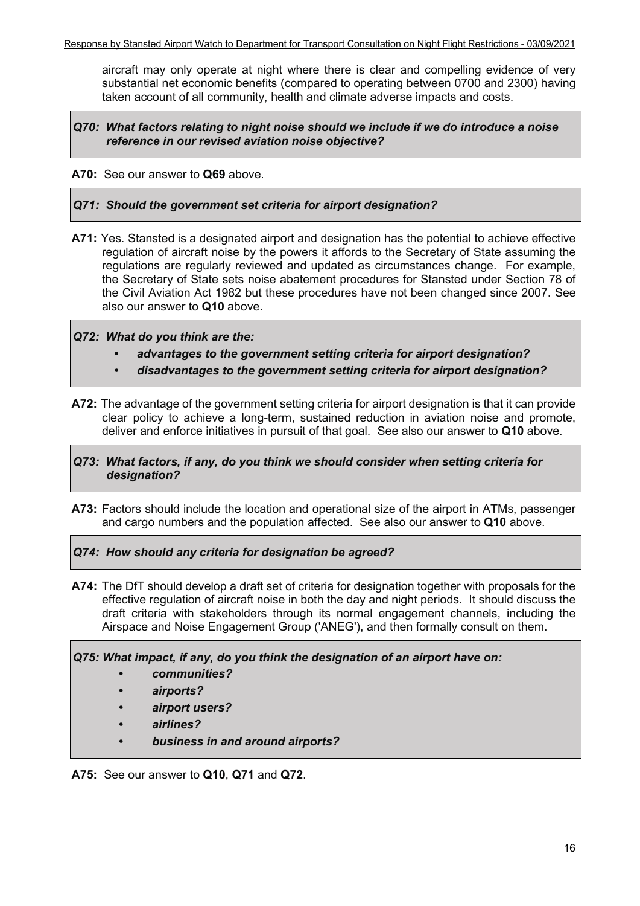aircraft may only operate at night where there is clear and compelling evidence of very substantial net economic benefits (compared to operating between 0700 and 2300) having taken account of all community, health and climate adverse impacts and costs.

***Q70: What factors relating to night noise should we include if we do introduce a noise reference in our revised aviation noise objective?***

**A70:** See our answer to **Q69** above.

***Q71: Should the government set criteria for airport designation?***

**A71:** Yes. Stansted is a designated airport and designation has the potential to achieve effective regulation of aircraft noise by the powers it affords to the Secretary of State assuming the regulations are regularly reviewed and updated as circumstances change. For example, the Secretary of State sets noise abatement procedures for Stansted under Section 78 of the Civil Aviation Act 1982 but these procedures have not been changed since 2007. See also our answer to **Q10** above.

***Q72: What do you think are the:***

- ***advantages to the government setting criteria for airport designation?***
- ***disadvantages to the government setting criteria for airport designation?***

**A72:** The advantage of the government setting criteria for airport designation is that it can provide clear policy to achieve a long-term, sustained reduction in aviation noise and promote, deliver and enforce initiatives in pursuit of that goal. See also our answer to **Q10** above.

***Q73: What factors, if any, do you think we should consider when setting criteria for designation?***

**A73:** Factors should include the location and operational size of the airport in ATMs, passenger and cargo numbers and the population affected. See also our answer to **Q10** above.

***Q74: How should any criteria for designation be agreed?***

**A74:** The DfT should develop a draft set of criteria for designation together with proposals for the effective regulation of aircraft noise in both the day and night periods. It should discuss the draft criteria with stakeholders through its normal engagement channels, including the Airspace and Noise Engagement Group ('ANEG'), and then formally consult on them.

***Q75: What impact, if any, do you think the designation of an airport have on:***

- ***communities?***
- ***airports?***
- ***airport users?***
- ***airlines?***
- ***business in and around airports?***

**A75:** See our answer to **Q10**, **Q71** and **Q72**.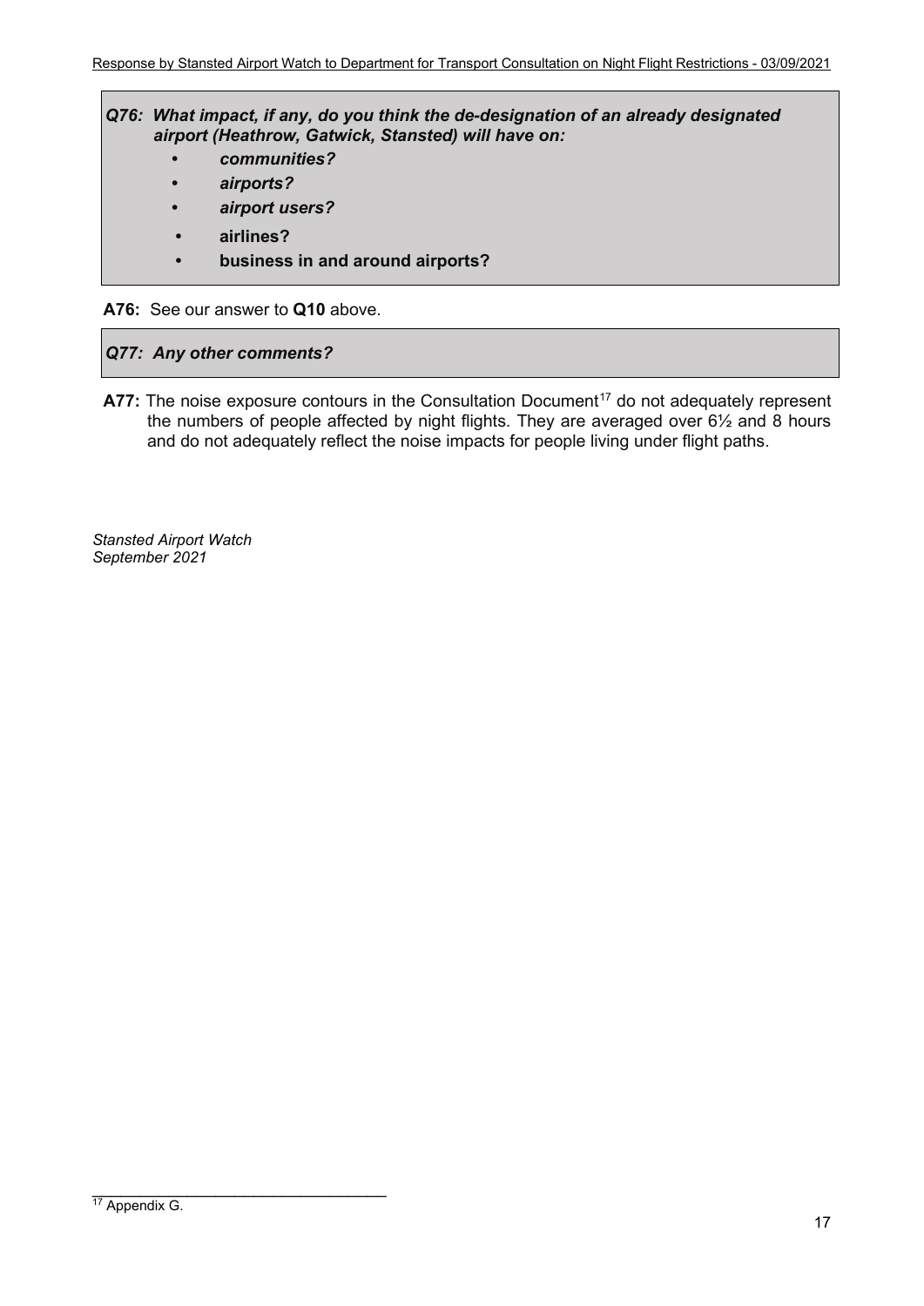***Q76: What impact, if any, do you think the de-designation of an already designated airport (Heathrow, Gatwick, Stansted) will have on:***

- ***communities?***
- ***airports?***
- ***airport users?***
- **airlines?**
- **business in and around airports?**

**A76:** See our answer to **Q10** above.

***Q77: Any other comments?***

**A77:** The noise exposure contours in the Consultation Document[17] do not adequately represent the numbers of people affected by night flights. They are averaged over 6½ and 8 hours and do not adequately reflect the noise impacts for people living under flight paths.

*Stansted Airport Watch*
*September 2021*

[17] Appendix G.